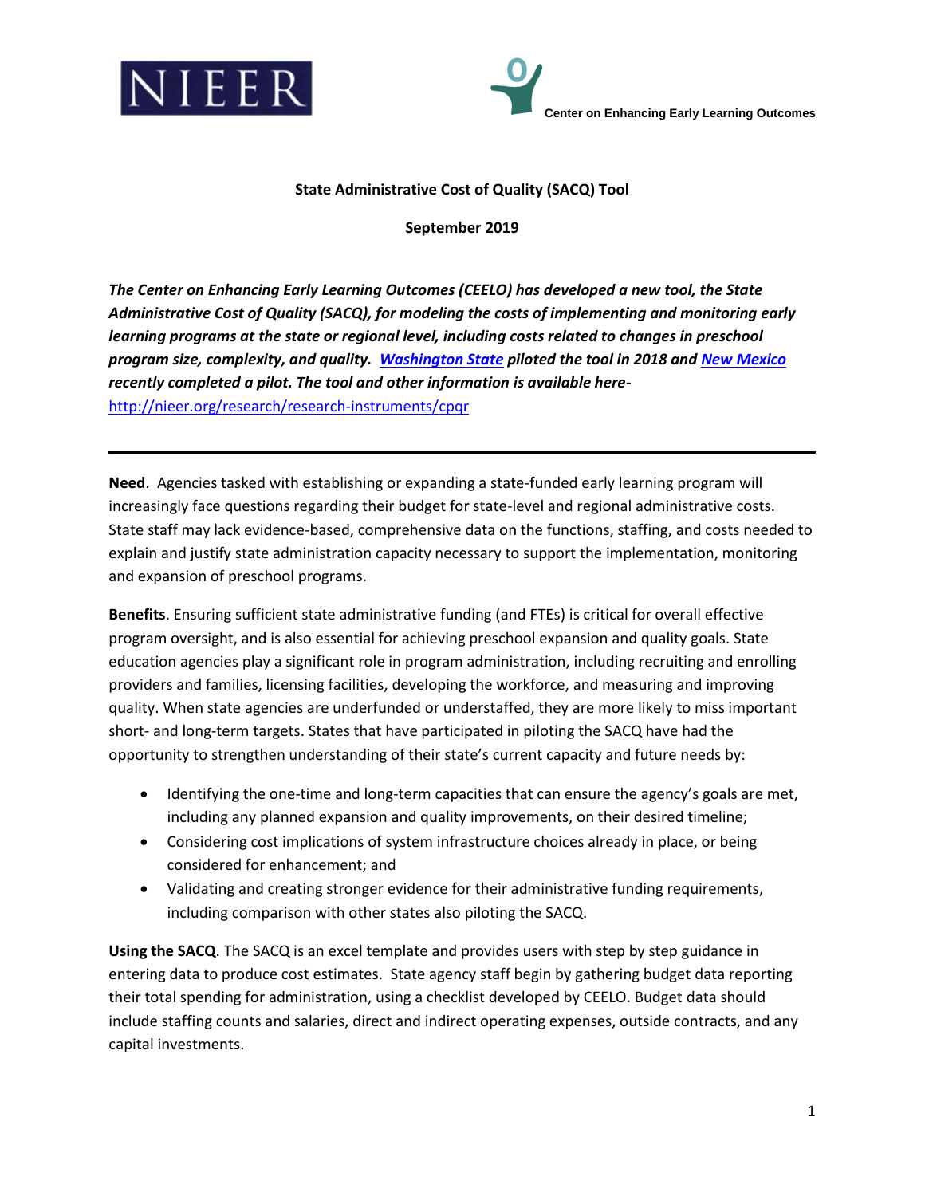NIEER

Center on Enhancing Early Learning Outcomes

**State Administrative Cost of Quality (SACQ) Tool**

**September 2019**

***The Center on Enhancing Early Learning Outcomes (CEELO) has developed a new tool, the State Administrative Cost of Quality (SACQ), for modeling the costs of implementing and monitoring early learning programs at the state or regional level, including costs related to changes in preschool program size, complexity, and quality. [Washington State]() piloted the tool in 2018 and [New Mexico]() recently completed a pilot. The tool and other information is available here-*** [http://nieer.org/research/research-instruments/cpqr](http://nieer.org/research/research-instruments/cpqr)

---

**Need**. Agencies tasked with establishing or expanding a state-funded early learning program will increasingly face questions regarding their budget for state-level and regional administrative costs. State staff may lack evidence-based, comprehensive data on the functions, staffing, and costs needed to explain and justify state administration capacity necessary to support the implementation, monitoring and expansion of preschool programs.

**Benefits**. Ensuring sufficient state administrative funding (and FTEs) is critical for overall effective program oversight, and is also essential for achieving preschool expansion and quality goals. State education agencies play a significant role in program administration, including recruiting and enrolling providers and families, licensing facilities, developing the workforce, and measuring and improving quality. When state agencies are underfunded or understaffed, they are more likely to miss important short- and long-term targets. States that have participated in piloting the SACQ have had the opportunity to strengthen understanding of their state's current capacity and future needs by:

- Identifying the one-time and long-term capacities that can ensure the agency's goals are met, including any planned expansion and quality improvements, on their desired timeline;
- Considering cost implications of system infrastructure choices already in place, or being considered for enhancement; and
- Validating and creating stronger evidence for their administrative funding requirements, including comparison with other states also piloting the SACQ.

**Using the SACQ**. The SACQ is an excel template and provides users with step by step guidance in entering data to produce cost estimates. State agency staff begin by gathering budget data reporting their total spending for administration, using a checklist developed by CEELO. Budget data should include staffing counts and salaries, direct and indirect operating expenses, outside contracts, and any capital investments.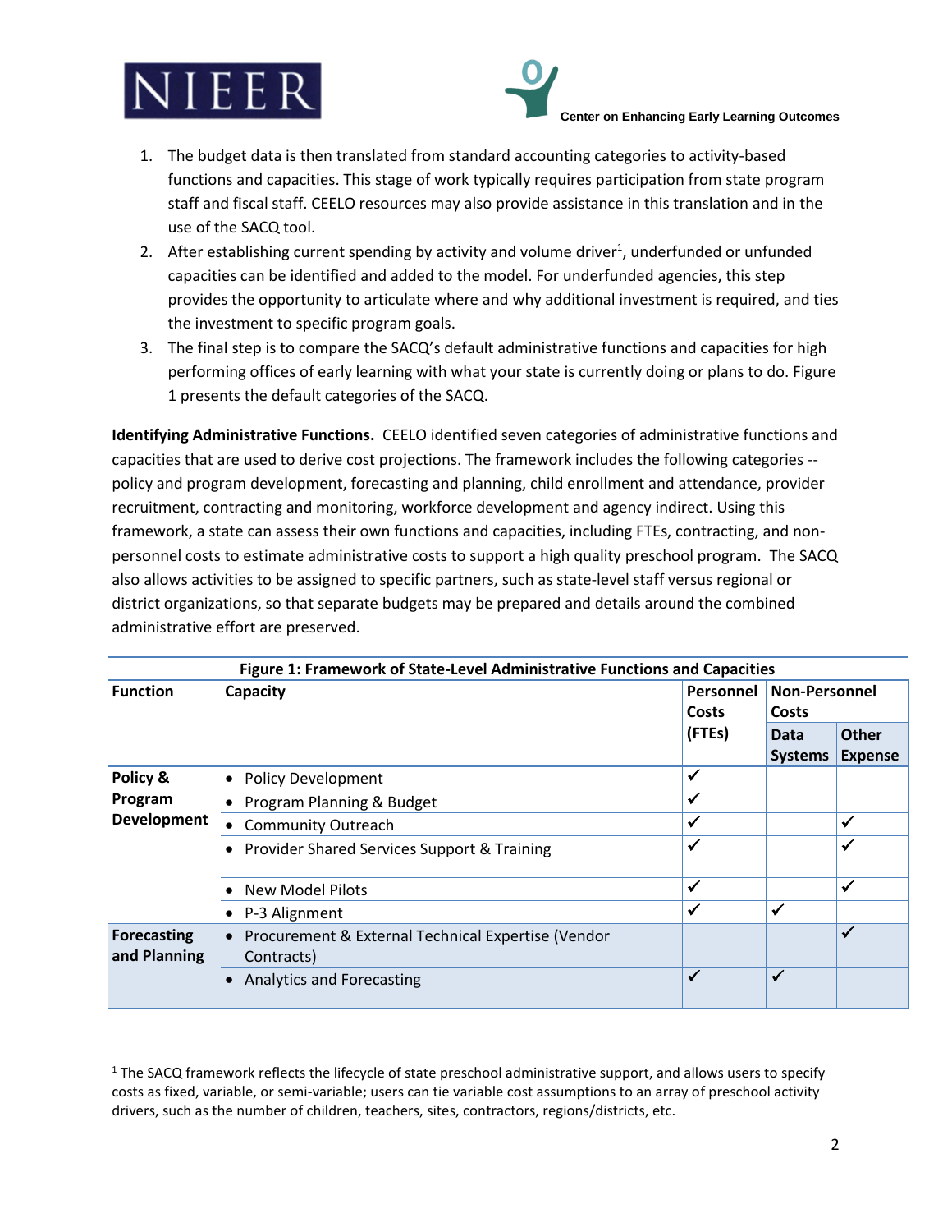1. The budget data is then translated from standard accounting categories to activity-based functions and capacities. This stage of work typically requires participation from state program staff and fiscal staff. CEELO resources may also provide assistance in this translation and in the use of the SACQ tool.
2. After establishing current spending by activity and volume driver[1], underfunded or unfunded capacities can be identified and added to the model. For underfunded agencies, this step provides the opportunity to articulate where and why additional investment is required, and ties the investment to specific program goals.
3. The final step is to compare the SACQ's default administrative functions and capacities for high performing offices of early learning with what your state is currently doing or plans to do. Figure 1 presents the default categories of the SACQ.

**Identifying Administrative Functions.** CEELO identified seven categories of administrative functions and capacities that are used to derive cost projections. The framework includes the following categories -- policy and program development, forecasting and planning, child enrollment and attendance, provider recruitment, contracting and monitoring, workforce development and agency indirect. Using this framework, a state can assess their own functions and capacities, including FTEs, contracting, and non-personnel costs to estimate administrative costs to support a high quality preschool program. The SACQ also allows activities to be assigned to specific partners, such as state-level staff versus regional or district organizations, so that separate budgets may be prepared and details around the combined administrative effort are preserved.

**Figure 1: Framework of State-Level Administrative Functions and Capacities**

| Function | Capacity | Personnel Costs (FTEs) | Non-Personnel Costs | |
|---|---|---|---|---|
| | | | Data Systems | Other Expense |
| Policy & Program Development | • Policy Development<br>• Program Planning & Budget | ✓<br>✓ | | |
| | • Community Outreach | ✓ | | ✓ |
| | • Provider Shared Services Support & Training | ✓ | | ✓ |
| | • New Model Pilots | ✓ | | ✓ |
| | • P-3 Alignment | ✓ | ✓ | |
| Forecasting and Planning | • Procurement & External Technical Expertise (Vendor Contracts) | | | ✓ |
| | • Analytics and Forecasting | ✓ | ✓ | |

[1] The SACQ framework reflects the lifecycle of state preschool administrative support, and allows users to specify costs as fixed, variable, or semi-variable; users can tie variable cost assumptions to an array of preschool activity drivers, such as the number of children, teachers, sites, contractors, regions/districts, etc.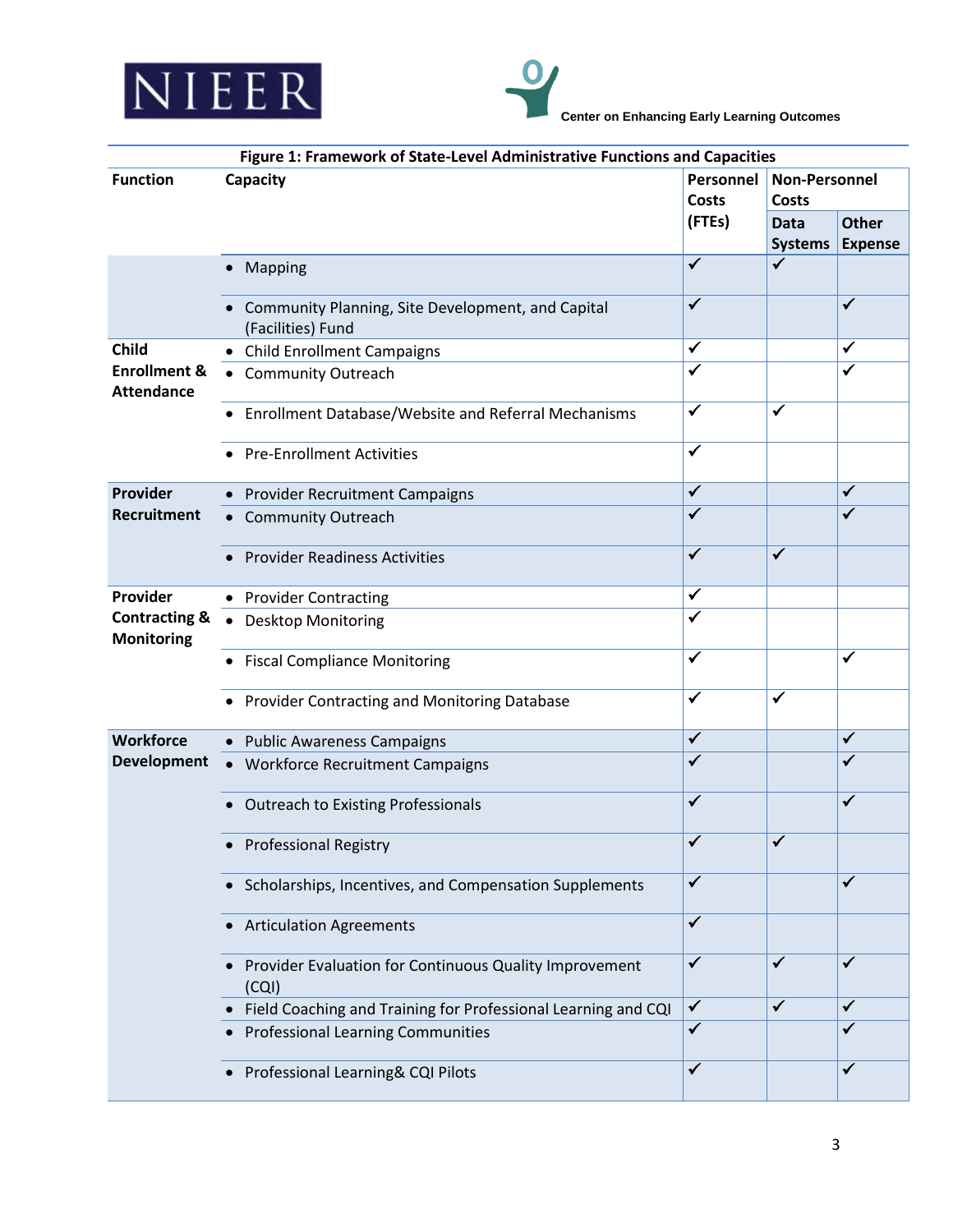**Figure 1: Framework of State-Level Administrative Functions and Capacities**

| Function | Capacity | Personnel Costs (FTEs) | Non-Personnel Costs | |
|---|---|---|---|---|
| | | | Data Systems | Other Expense |
| | • Mapping | ✓ | ✓ | |
| | • Community Planning, Site Development, and Capital (Facilities) Fund | ✓ | | ✓ |
| **Child Enrollment & Attendance** | • Child Enrollment Campaigns | ✓ | | ✓ |
| | • Community Outreach | ✓ | | ✓ |
| | • Enrollment Database/Website and Referral Mechanisms | ✓ | ✓ | |
| | • Pre-Enrollment Activities | ✓ | | |
| **Provider Recruitment** | • Provider Recruitment Campaigns | ✓ | | ✓ |
| | • Community Outreach | ✓ | | ✓ |
| | • Provider Readiness Activities | ✓ | ✓ | |
| **Provider Contracting & Monitoring** | • Provider Contracting | ✓ | | |
| | • Desktop Monitoring | ✓ | | |
| | • Fiscal Compliance Monitoring | ✓ | | ✓ |
| | • Provider Contracting and Monitoring Database | ✓ | ✓ | |
| **Workforce Development** | • Public Awareness Campaigns | ✓ | | ✓ |
| | • Workforce Recruitment Campaigns | ✓ | | ✓ |
| | • Outreach to Existing Professionals | ✓ | | ✓ |
| | • Professional Registry | ✓ | ✓ | |
| | • Scholarships, Incentives, and Compensation Supplements | ✓ | | ✓ |
| | • Articulation Agreements | ✓ | | |
| | • Provider Evaluation for Continuous Quality Improvement (CQI) | ✓ | ✓ | ✓ |
| | • Field Coaching and Training for Professional Learning and CQI | ✓ | ✓ | ✓ |
| | • Professional Learning Communities | ✓ | | ✓ |
| | • Professional Learning& CQI Pilots | ✓ | | ✓ |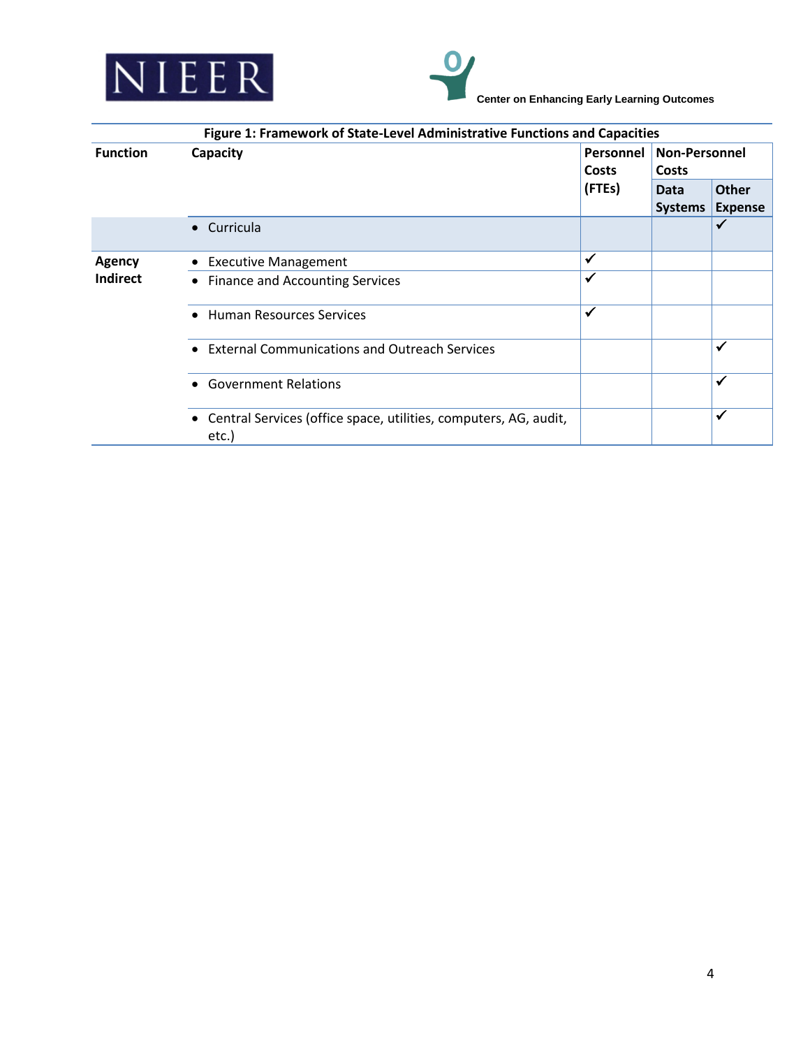Figure 1: Framework of State-Level Administrative Functions and Capacities

| Function | Capacity | Personnel Costs (FTEs) | Non-Personnel Costs | |
|---|---|---|---|---|
| | | | Data Systems | Other Expense |
| | • Curricula | | | ✓ |
| Agency Indirect | • Executive Management | ✓ | | |
| | • Finance and Accounting Services | ✓ | | |
| | • Human Resources Services | ✓ | | |
| | • External Communications and Outreach Services | | | ✓ |
| | • Government Relations | | | ✓ |
| | • Central Services (office space, utilities, computers, AG, audit, etc.) | | | ✓ |